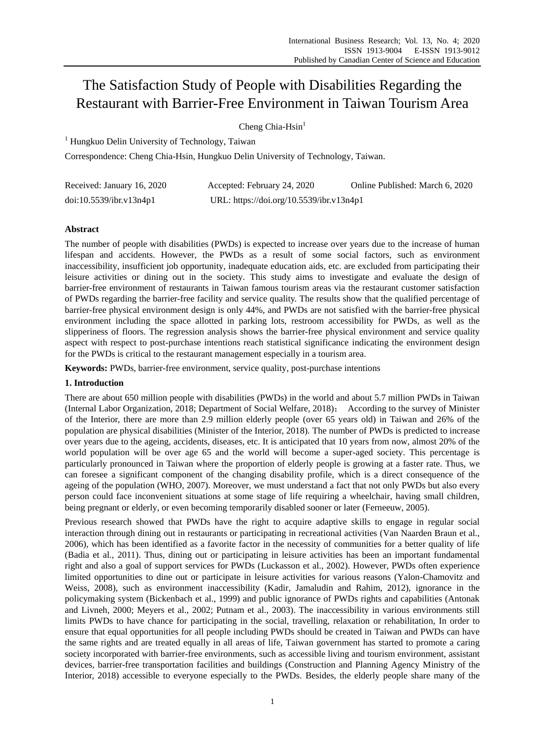# The Satisfaction Study of People with Disabilities Regarding the Restaurant with Barrier-Free Environment in Taiwan Tourism Area

Cheng Chia-Hsin[1]

[1] Hungkuo Delin University of Technology, Taiwan

Correspondence: Cheng Chia-Hsin, Hungkuo Delin University of Technology, Taiwan.

Received: January 16, 2020 Accepted: February 24, 2020 Online Published: March 6, 2020

doi:10.5539/ibr.v13n4p1 URL: https://doi.org/10.5539/ibr.v13n4p1

## Abstract

The number of people with disabilities (PWDs) is expected to increase over years due to the increase of human lifespan and accidents. However, the PWDs as a result of some social factors, such as environment inaccessibility, insufficient job opportunity, inadequate education aids, etc. are excluded from participating their leisure activities or dining out in the society. This study aims to investigate and evaluate the design of barrier-free environment of restaurants in Taiwan famous tourism areas via the restaurant customer satisfaction of PWDs regarding the barrier-free facility and service quality. The results show that the qualified percentage of barrier-free physical environment design is only 44%, and PWDs are not satisfied with the barrier-free physical environment including the space allotted in parking lots, restroom accessibility for PWDs, as well as the slipperiness of floors. The regression analysis shows the barrier-free physical environment and service quality aspect with respect to post-purchase intentions reach statistical significance indicating the environment design for the PWDs is critical to the restaurant management especially in a tourism area.

**Keywords:** PWDs, barrier-free environment, service quality, post-purchase intentions

## 1. Introduction

There are about 650 million people with disabilities (PWDs) in the world and about 5.7 million PWDs in Taiwan (Internal Labor Organization, 2018; Department of Social Welfare, 2018)； According to the survey of Minister of the Interior, there are more than 2.9 million elderly people (over 65 years old) in Taiwan and 26% of the population are physical disabilities (Minister of the Interior, 2018). The number of PWDs is predicted to increase over years due to the ageing, accidents, diseases, etc. It is anticipated that 10 years from now, almost 20% of the world population will be over age 65 and the world will become a super-aged society. This percentage is particularly pronounced in Taiwan where the proportion of elderly people is growing at a faster rate. Thus, we can foresee a significant component of the changing disability profile, which is a direct consequence of the ageing of the population (WHO, 2007). Moreover, we must understand a fact that not only PWDs but also every person could face inconvenient situations at some stage of life requiring a wheelchair, having small children, being pregnant or elderly, or even becoming temporarily disabled sooner or later (Ferneeuw, 2005).

Previous research showed that PWDs have the right to acquire adaptive skills to engage in regular social interaction through dining out in restaurants or participating in recreational activities (Van Naarden Braun et al., 2006), which has been identified as a favorite factor in the necessity of communities for a better quality of life (Badia et al., 2011). Thus, dining out or participating in leisure activities has been an important fundamental right and also a goal of support services for PWDs (Luckasson et al., 2002). However, PWDs often experience limited opportunities to dine out or participate in leisure activities for various reasons (Yalon-Chamovitz and Weiss, 2008), such as environment inaccessibility (Kadir, Jamaludin and Rahim, 2012), ignorance in the policymaking system (Bickenbach et al., 1999) and public ignorance of PWDs rights and capabilities (Antonak and Livneh, 2000; Meyers et al., 2002; Putnam et al., 2003). The inaccessibility in various environments still limits PWDs to have chance for participating in the social, travelling, relaxation or rehabilitation, In order to ensure that equal opportunities for all people including PWDs should be created in Taiwan and PWDs can have the same rights and are treated equally in all areas of life, Taiwan government has started to promote a caring society incorporated with barrier-free environments, such as accessible living and tourism environment, assistant devices, barrier-free transportation facilities and buildings (Construction and Planning Agency Ministry of the Interior, 2018) accessible to everyone especially to the PWDs. Besides, the elderly people share many of the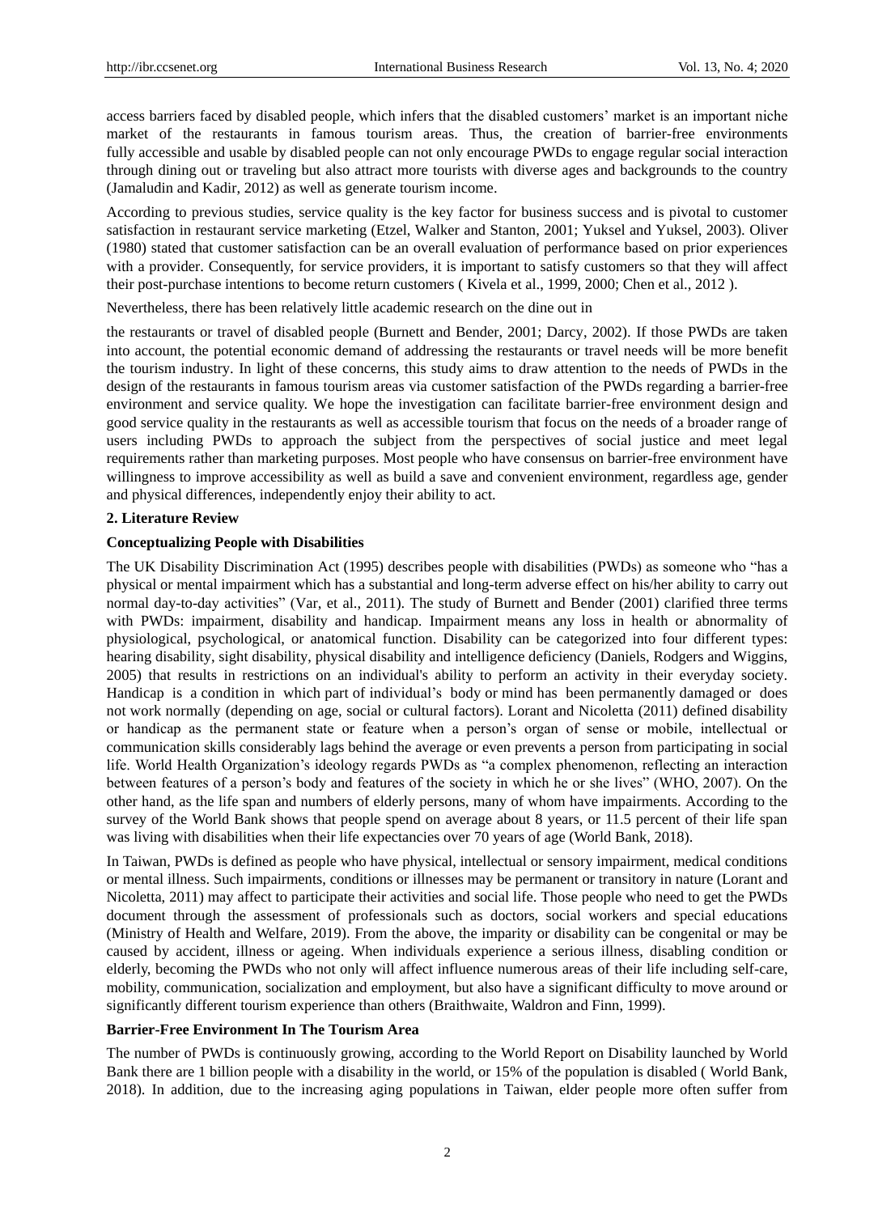access barriers faced by disabled people, which infers that the disabled customers' market is an important niche market of the restaurants in famous tourism areas. Thus, the creation of barrier-free environments fully accessible and usable by disabled people can not only encourage PWDs to engage regular social interaction through dining out or traveling but also attract more tourists with diverse ages and backgrounds to the country (Jamaludin and Kadir, 2012) as well as generate tourism income.

According to previous studies, service quality is the key factor for business success and is pivotal to customer satisfaction in restaurant service marketing (Etzel, Walker and Stanton, 2001; Yuksel and Yuksel, 2003). Oliver (1980) stated that customer satisfaction can be an overall evaluation of performance based on prior experiences with a provider. Consequently, for service providers, it is important to satisfy customers so that they will affect their post-purchase intentions to become return customers ( Kivela et al., 1999, 2000; Chen et al., 2012 ).

Nevertheless, there has been relatively little academic research on the dine out in

the restaurants or travel of disabled people (Burnett and Bender, 2001; Darcy, 2002). If those PWDs are taken into account, the potential economic demand of addressing the restaurants or travel needs will be more benefit the tourism industry. In light of these concerns, this study aims to draw attention to the needs of PWDs in the design of the restaurants in famous tourism areas via customer satisfaction of the PWDs regarding a barrier-free environment and service quality. We hope the investigation can facilitate barrier-free environment design and good service quality in the restaurants as well as accessible tourism that focus on the needs of a broader range of users including PWDs to approach the subject from the perspectives of social justice and meet legal requirements rather than marketing purposes. Most people who have consensus on barrier-free environment have willingness to improve accessibility as well as build a save and convenient environment, regardless age, gender and physical differences, independently enjoy their ability to act.

## 2. Literature Review

### Conceptualizing People with Disabilities

The UK Disability Discrimination Act (1995) describes people with disabilities (PWDs) as someone who "has a physical or mental impairment which has a substantial and long-term adverse effect on his/her ability to carry out normal day-to-day activities" (Var, et al., 2011). The study of Burnett and Bender (2001) clarified three terms with PWDs: impairment, disability and handicap. Impairment means any loss in health or abnormality of physiological, psychological, or anatomical function. Disability can be categorized into four different types: hearing disability, sight disability, physical disability and intelligence deficiency (Daniels, Rodgers and Wiggins, 2005) that results in restrictions on an individual's ability to perform an activity in their everyday society. Handicap is a condition in which part of individual's body or mind has been permanently damaged or does not work normally (depending on age, social or cultural factors). Lorant and Nicoletta (2011) defined disability or handicap as the permanent state or feature when a person's organ of sense or mobile, intellectual or communication skills considerably lags behind the average or even prevents a person from participating in social life. World Health Organization's ideology regards PWDs as "a complex phenomenon, reflecting an interaction between features of a person's body and features of the society in which he or she lives" (WHO, 2007). On the other hand, as the life span and numbers of elderly persons, many of whom have impairments. According to the survey of the World Bank shows that people spend on average about 8 years, or 11.5 percent of their life span was living with disabilities when their life expectancies over 70 years of age (World Bank, 2018).

In Taiwan, PWDs is defined as people who have physical, intellectual or sensory impairment, medical conditions or mental illness. Such impairments, conditions or illnesses may be permanent or transitory in nature (Lorant and Nicoletta, 2011) may affect to participate their activities and social life. Those people who need to get the PWDs document through the assessment of professionals such as doctors, social workers and special educations (Ministry of Health and Welfare, 2019). From the above, the imparity or disability can be congenital or may be caused by accident, illness or ageing. When individuals experience a serious illness, disabling condition or elderly, becoming the PWDs who not only will affect influence numerous areas of their life including self-care, mobility, communication, socialization and employment, but also have a significant difficulty to move around or significantly different tourism experience than others (Braithwaite, Waldron and Finn, 1999).

### Barrier-Free Environment In The Tourism Area

The number of PWDs is continuously growing, according to the World Report on Disability launched by World Bank there are 1 billion people with a disability in the world, or 15% of the population is disabled ( World Bank, 2018). In addition, due to the increasing aging populations in Taiwan, elder people more often suffer from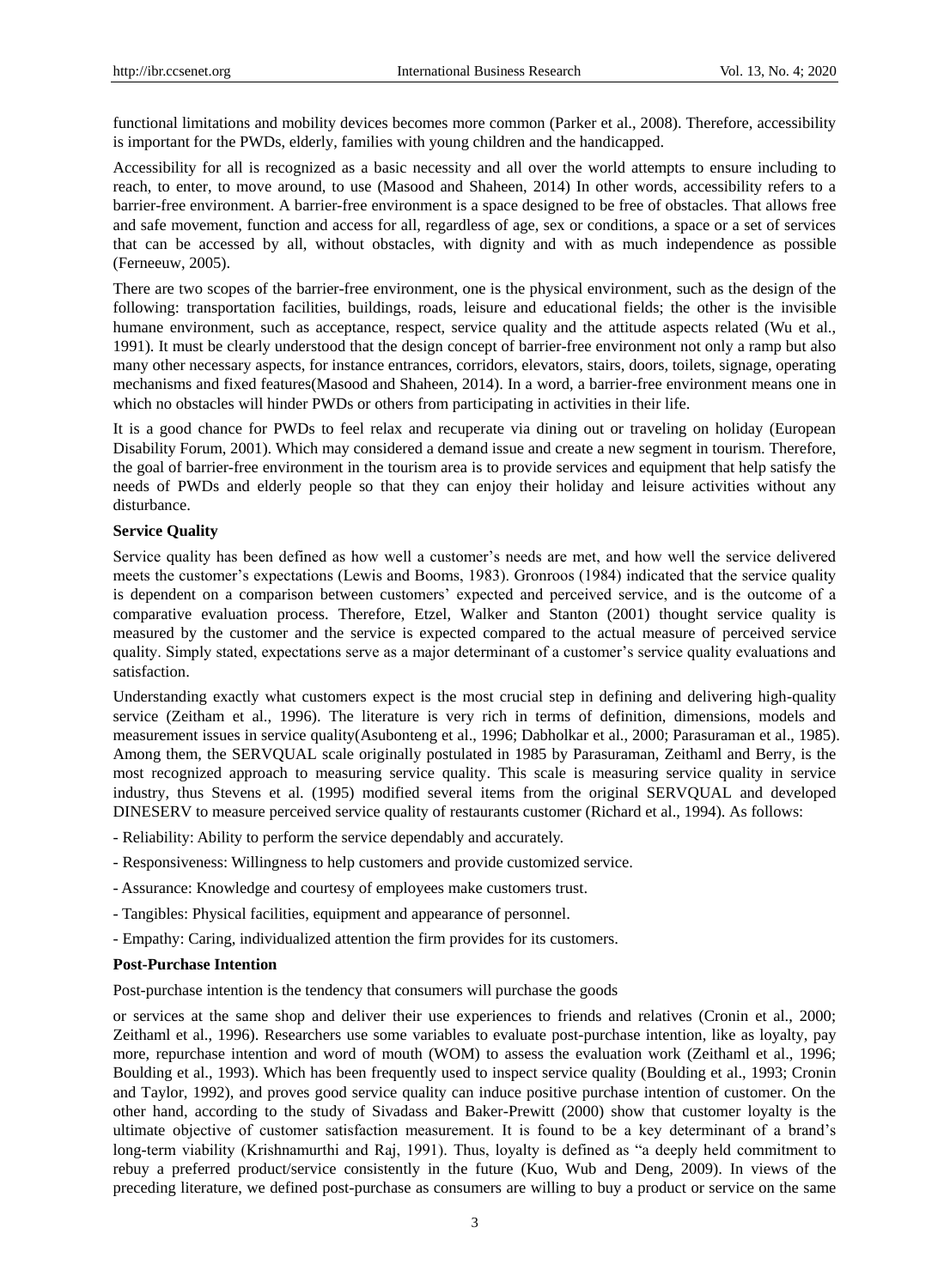functional limitations and mobility devices becomes more common (Parker et al., 2008). Therefore, accessibility is important for the PWDs, elderly, families with young children and the handicapped.

Accessibility for all is recognized as a basic necessity and all over the world attempts to ensure including to reach, to enter, to move around, to use (Masood and Shaheen, 2014) In other words, accessibility refers to a barrier-free environment. A barrier-free environment is a space designed to be free of obstacles. That allows free and safe movement, function and access for all, regardless of age, sex or conditions, a space or a set of services that can be accessed by all, without obstacles, with dignity and with as much independence as possible (Ferneeuw, 2005).

There are two scopes of the barrier-free environment, one is the physical environment, such as the design of the following: transportation facilities, buildings, roads, leisure and educational fields; the other is the invisible humane environment, such as acceptance, respect, service quality and the attitude aspects related (Wu et al., 1991). It must be clearly understood that the design concept of barrier-free environment not only a ramp but also many other necessary aspects, for instance entrances, corridors, elevators, stairs, doors, toilets, signage, operating mechanisms and fixed features(Masood and Shaheen, 2014). In a word, a barrier-free environment means one in which no obstacles will hinder PWDs or others from participating in activities in their life.

It is a good chance for PWDs to feel relax and recuperate via dining out or traveling on holiday (European Disability Forum, 2001). Which may considered a demand issue and create a new segment in tourism. Therefore, the goal of barrier-free environment in the tourism area is to provide services and equipment that help satisfy the needs of PWDs and elderly people so that they can enjoy their holiday and leisure activities without any disturbance.

**Service Quality**

Service quality has been defined as how well a customer's needs are met, and how well the service delivered meets the customer's expectations (Lewis and Booms, 1983). Gronroos (1984) indicated that the service quality is dependent on a comparison between customers' expected and perceived service, and is the outcome of a comparative evaluation process. Therefore, Etzel, Walker and Stanton (2001) thought service quality is measured by the customer and the service is expected compared to the actual measure of perceived service quality. Simply stated, expectations serve as a major determinant of a customer's service quality evaluations and satisfaction.

Understanding exactly what customers expect is the most crucial step in defining and delivering high-quality service (Zeitham et al., 1996). The literature is very rich in terms of definition, dimensions, models and measurement issues in service quality(Asubonteng et al., 1996; Dabholkar et al., 2000; Parasuraman et al., 1985). Among them, the SERVQUAL scale originally postulated in 1985 by Parasuraman, Zeithaml and Berry, is the most recognized approach to measuring service quality. This scale is measuring service quality in service industry, thus Stevens et al. (1995) modified several items from the original SERVQUAL and developed DINESERV to measure perceived service quality of restaurants customer (Richard et al., 1994). As follows:

- Reliability: Ability to perform the service dependably and accurately.
- Responsiveness: Willingness to help customers and provide customized service.
- Assurance: Knowledge and courtesy of employees make customers trust.
- Tangibles: Physical facilities, equipment and appearance of personnel.
- Empathy: Caring, individualized attention the firm provides for its customers.

**Post-Purchase Intention**

Post-purchase intention is the tendency that consumers will purchase the goods or services at the same shop and deliver their use experiences to friends and relatives (Cronin et al., 2000; Zeithaml et al., 1996). Researchers use some variables to evaluate post-purchase intention, like as loyalty, pay more, repurchase intention and word of mouth (WOM) to assess the evaluation work (Zeithaml et al., 1996; Boulding et al., 1993). Which has been frequently used to inspect service quality (Boulding et al., 1993; Cronin and Taylor, 1992), and proves good service quality can induce positive purchase intention of customer. On the other hand, according to the study of Sivadass and Baker-Prewitt (2000) show that customer loyalty is the ultimate objective of customer satisfaction measurement. It is found to be a key determinant of a brand's long-term viability (Krishnamurthi and Raj, 1991). Thus, loyalty is defined as "a deeply held commitment to rebuy a preferred product/service consistently in the future (Kuo, Wub and Deng, 2009). In views of the preceding literature, we defined post-purchase as consumers are willing to buy a product or service on the same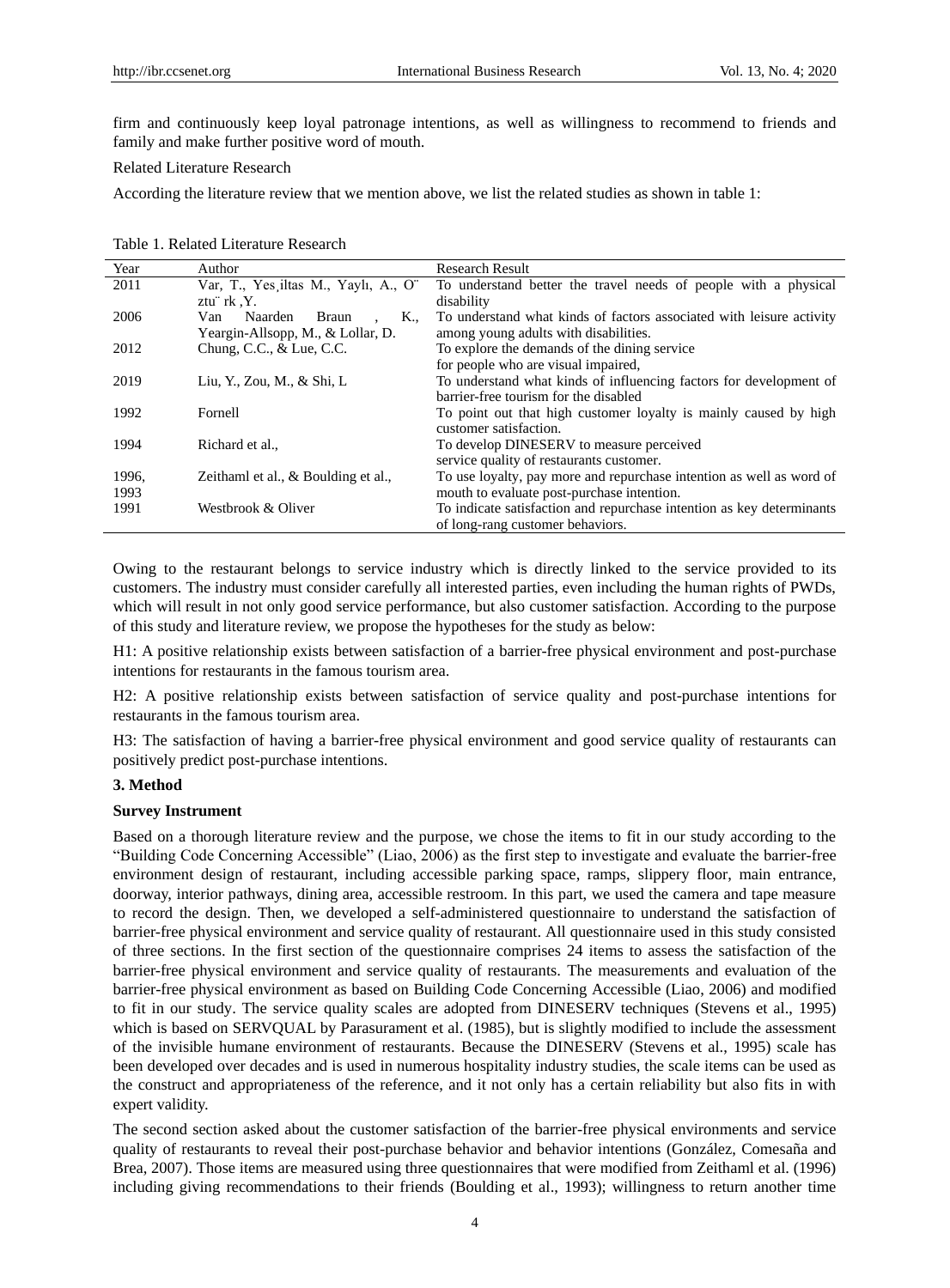firm and continuously keep loyal patronage intentions, as well as willingness to recommend to friends and family and make further positive word of mouth.

Related Literature Research

According the literature review that we mention above, we list the related studies as shown in table 1:

Table 1. Related Literature Research

| Year | Author | Research Result |
|---|---|---|
| 2011 | Var, T., Yes¸iltas M., Yaylı, A., O¨ ztu¨ rk ,Y. | To understand better the travel needs of people with a physical disability |
| 2006 | Van Naarden Braun , K., Yeargin-Allsopp, M., & Lollar, D. | To understand what kinds of factors associated with leisure activity among young adults with disabilities. |
| 2012 | Chung, C.C., & Lue, C.C. | To explore the demands of the dining service for people who are visual impaired, |
| 2019 | Liu, Y., Zou, M., & Shi, L | To understand what kinds of influencing factors for development of barrier-free tourism for the disabled |
| 1992 | Fornell | To point out that high customer loyalty is mainly caused by high customer satisfaction. |
| 1994 | Richard et al., | To develop DINESERV to measure perceived service quality of restaurants customer. |
| 1996, 1993 | Zeithaml et al., & Boulding et al., | To use loyalty, pay more and repurchase intention as well as word of mouth to evaluate post-purchase intention. |
| 1991 | Westbrook & Oliver | To indicate satisfaction and repurchase intention as key determinants of long-rang customer behaviors. |

Owing to the restaurant belongs to service industry which is directly linked to the service provided to its customers. The industry must consider carefully all interested parties, even including the human rights of PWDs, which will result in not only good service performance, but also customer satisfaction. According to the purpose of this study and literature review, we propose the hypotheses for the study as below:

H1: A positive relationship exists between satisfaction of a barrier-free physical environment and post-purchase intentions for restaurants in the famous tourism area.

H2: A positive relationship exists between satisfaction of service quality and post-purchase intentions for restaurants in the famous tourism area.

H3: The satisfaction of having a barrier-free physical environment and good service quality of restaurants can positively predict post-purchase intentions.

**3. Method**

**Survey Instrument**

Based on a thorough literature review and the purpose, we chose the items to fit in our study according to the "Building Code Concerning Accessible" (Liao, 2006) as the first step to investigate and evaluate the barrier-free environment design of restaurant, including accessible parking space, ramps, slippery floor, main entrance, doorway, interior pathways, dining area, accessible restroom. In this part, we used the camera and tape measure to record the design. Then, we developed a self-administered questionnaire to understand the satisfaction of barrier-free physical environment and service quality of restaurant. All questionnaire used in this study consisted of three sections. In the first section of the questionnaire comprises 24 items to assess the satisfaction of the barrier-free physical environment and service quality of restaurants. The measurements and evaluation of the barrier-free physical environment as based on Building Code Concerning Accessible (Liao, 2006) and modified to fit in our study. The service quality scales are adopted from DINESERV techniques (Stevens et al., 1995) which is based on SERVQUAL by Parasurament et al. (1985), but is slightly modified to include the assessment of the invisible humane environment of restaurants. Because the DINESERV (Stevens et al., 1995) scale has been developed over decades and is used in numerous hospitality industry studies, the scale items can be used as the construct and appropriateness of the reference, and it not only has a certain reliability but also fits in with expert validity.

The second section asked about the customer satisfaction of the barrier-free physical environments and service quality of restaurants to reveal their post-purchase behavior and behavior intentions (González, Comesaña and Brea, 2007). Those items are measured using three questionnaires that were modified from Zeithaml et al. (1996) including giving recommendations to their friends (Boulding et al., 1993); willingness to return another time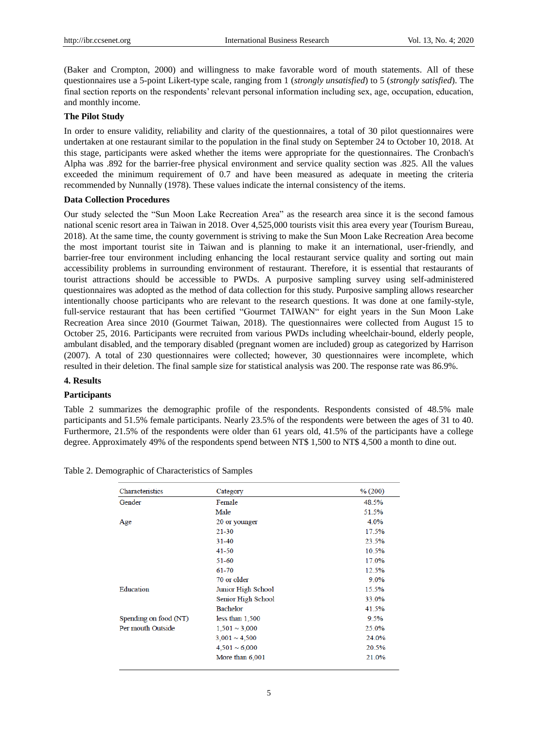(Baker and Crompton, 2000) and willingness to make favorable word of mouth statements. All of these questionnaires use a 5-point Likert-type scale, ranging from 1 (*strongly unsatisfied*) to 5 (*strongly satisfied*). The final section reports on the respondents' relevant personal information including sex, age, occupation, education, and monthly income.

**The Pilot Study**

In order to ensure validity, reliability and clarity of the questionnaires, a total of 30 pilot questionnaires were undertaken at one restaurant similar to the population in the final study on September 24 to October 10, 2018. At this stage, participants were asked whether the items were appropriate for the questionnaires. The Cronbach's Alpha was .892 for the barrier-free physical environment and service quality section was .825. All the values exceeded the minimum requirement of 0.7 and have been measured as adequate in meeting the criteria recommended by Nunnally (1978). These values indicate the internal consistency of the items.

**Data Collection Procedures**

Our study selected the "Sun Moon Lake Recreation Area" as the research area since it is the second famous national scenic resort area in Taiwan in 2018. Over 4,525,000 tourists visit this area every year (Tourism Bureau, 2018). At the same time, the county government is striving to make the Sun Moon Lake Recreation Area become the most important tourist site in Taiwan and is planning to make it an international, user-friendly, and barrier-free tour environment including enhancing the local restaurant service quality and sorting out main accessibility problems in surrounding environment of restaurant. Therefore, it is essential that restaurants of tourist attractions should be accessible to PWDs. A purposive sampling survey using self-administered questionnaires was adopted as the method of data collection for this study. Purposive sampling allows researcher intentionally choose participants who are relevant to the research questions. It was done at one family-style, full-service restaurant that has been certified "Gourmet TAIWAN" for eight years in the Sun Moon Lake Recreation Area since 2010 (Gourmet Taiwan, 2018). The questionnaires were collected from August 15 to October 25, 2016. Participants were recruited from various PWDs including wheelchair-bound, elderly people, ambulant disabled, and the temporary disabled (pregnant women are included) group as categorized by Harrison (2007). A total of 230 questionnaires were collected; however, 30 questionnaires were incomplete, which resulted in their deletion. The final sample size for statistical analysis was 200. The response rate was 86.9%.

## 4. Results

**Participants**

Table 2 summarizes the demographic profile of the respondents. Respondents consisted of 48.5% male participants and 51.5% female participants. Nearly 23.5% of the respondents were between the ages of 31 to 40. Furthermore, 21.5% of the respondents were older than 61 years old, 41.5% of the participants have a college degree. Approximately 49% of the respondents spend between NT$ 1,500 to NT$ 4,500 a month to dine out.

Table 2. Demographic of Characteristics of Samples

| Characteristics | Category | % (200) |
|---|---|---|
| Gender | Female | 48.5% |
| | Male | 51.5% |
| Age | 20 or younger | 4.0% |
| | 21-30 | 17.5% |
| | 31-40 | 23.5% |
| | 41-50 | 10.5% |
| | 51-60 | 17.0% |
| | 61-70 | 12.5% |
| | 70 or older | 9.0% |
| Education | Junior High School | 15.5% |
| | Senior High School | 33.0% |
| | Bachelor | 41.5% |
| Spending on food (NT) Per mouth Outside | less than 1,500 | 9.5% |
| | 1,501 ~ 3,000 | 25.0% |
| | 3,001 ~ 4,500 | 24.0% |
| | 4,501 ~ 6,000 | 20.5% |
| | More than 6,001 | 21.0% |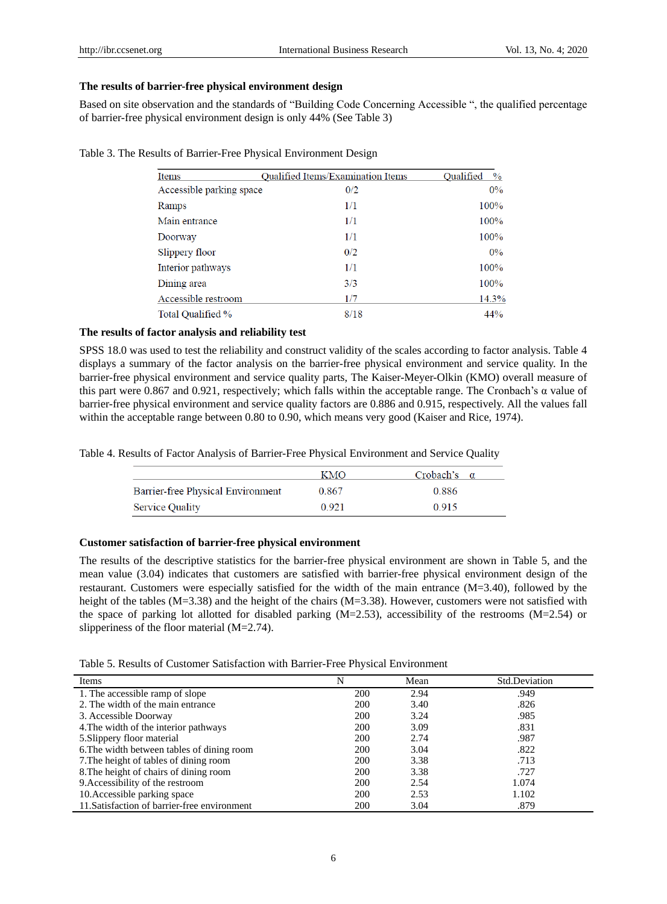### The results of barrier-free physical environment design

Based on site observation and the standards of "Building Code Concerning Accessible ", the qualified percentage of barrier-free physical environment design is only 44% (See Table 3)

Table 3. The Results of Barrier-Free Physical Environment Design

| Items | Qualified Items/Examination Items | Qualified % |
|---|---|---|
| Accessible parking space | 0/2 | 0% |
| Ramps | 1/1 | 100% |
| Main entrance | 1/1 | 100% |
| Doorway | 1/1 | 100% |
| Slippery floor | 0/2 | 0% |
| Interior pathways | 1/1 | 100% |
| Dining area | 3/3 | 100% |
| Accessible restroom | 1/7 | 14.3% |
| Total Qualified % | 8/18 | 44% |

### The results of factor analysis and reliability test

SPSS 18.0 was used to test the reliability and construct validity of the scales according to factor analysis. Table 4 displays a summary of the factor analysis on the barrier-free physical environment and service quality. In the barrier-free physical environment and service quality parts, The Kaiser-Meyer-Olkin (KMO) overall measure of this part were 0.867 and 0.921, respectively; which falls within the acceptable range. The Cronbach's α value of barrier-free physical environment and service quality factors are 0.886 and 0.915, respectively. All the values fall within the acceptable range between 0.80 to 0.90, which means very good (Kaiser and Rice, 1974).

Table 4. Results of Factor Analysis of Barrier-Free Physical Environment and Service Quality

| | KMO | Crobach's α |
|---|---|---|
| Barrier-free Physical Environment | 0.867 | 0.886 |
| Service Quality | 0.921 | 0.915 |

### Customer satisfaction of barrier-free physical environment

The results of the descriptive statistics for the barrier-free physical environment are shown in Table 5, and the mean value (3.04) indicates that customers are satisfied with barrier-free physical environment design of the restaurant. Customers were especially satisfied for the width of the main entrance (M=3.40), followed by the height of the tables (M=3.38) and the height of the chairs (M=3.38). However, customers were not satisfied with the space of parking lot allotted for disabled parking (M=2.53), accessibility of the restrooms (M=2.54) or slipperiness of the floor material (M=2.74).

Table 5. Results of Customer Satisfaction with Barrier-Free Physical Environment

| Items | N | Mean | Std.Deviation |
|---|---|---|---|
| 1. The accessible ramp of slope | 200 | 2.94 | .949 |
| 2. The width of the main entrance | 200 | 3.40 | .826 |
| 3. Accessible Doorway | 200 | 3.24 | .985 |
| 4.The width of the interior pathways | 200 | 3.09 | .831 |
| 5.Slippery floor material | 200 | 2.74 | .987 |
| 6.The width between tables of dining room | 200 | 3.04 | .822 |
| 7.The height of tables of dining room | 200 | 3.38 | .713 |
| 8.The height of chairs of dining room | 200 | 3.38 | .727 |
| 9.Accessibility of the restroom | 200 | 2.54 | 1.074 |
| 10.Accessible parking space | 200 | 2.53 | 1.102 |
| 11.Satisfaction of barrier-free environment | 200 | 3.04 | .879 |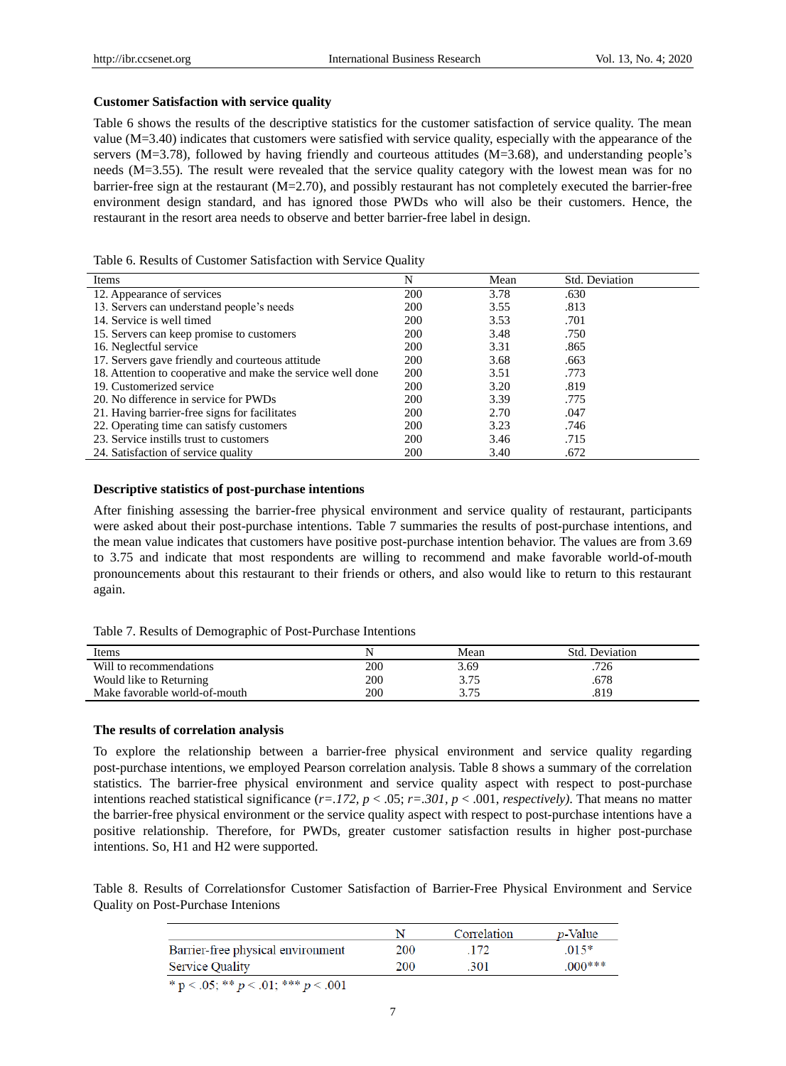**Customer Satisfaction with service quality**

Table 6 shows the results of the descriptive statistics for the customer satisfaction of service quality. The mean value (M=3.40) indicates that customers were satisfied with service quality, especially with the appearance of the servers (M=3.78), followed by having friendly and courteous attitudes (M=3.68), and understanding people's needs (M=3.55). The result were revealed that the service quality category with the lowest mean was for no barrier-free sign at the restaurant (M=2.70), and possibly restaurant has not completely executed the barrier-free environment design standard, and has ignored those PWDs who will also be their customers. Hence, the restaurant in the resort area needs to observe and better barrier-free label in design.

Table 6. Results of Customer Satisfaction with Service Quality

| Items | N | Mean | Std. Deviation |
|---|---|---|---|
| 12. Appearance of services | 200 | 3.78 | .630 |
| 13. Servers can understand people's needs | 200 | 3.55 | .813 |
| 14. Service is well timed | 200 | 3.53 | .701 |
| 15. Servers can keep promise to customers | 200 | 3.48 | .750 |
| 16. Neglectful service | 200 | 3.31 | .865 |
| 17. Servers gave friendly and courteous attitude | 200 | 3.68 | .663 |
| 18. Attention to cooperative and make the service well done | 200 | 3.51 | .773 |
| 19. Customerized service | 200 | 3.20 | .819 |
| 20. No difference in service for PWDs | 200 | 3.39 | .775 |
| 21. Having barrier-free signs for facilitates | 200 | 2.70 | .047 |
| 22. Operating time can satisfy customers | 200 | 3.23 | .746 |
| 23. Service instills trust to customers | 200 | 3.46 | .715 |
| 24. Satisfaction of service quality | 200 | 3.40 | .672 |

**Descriptive statistics of post-purchase intentions**

After finishing assessing the barrier-free physical environment and service quality of restaurant, participants were asked about their post-purchase intentions. Table 7 summaries the results of post-purchase intentions, and the mean value indicates that customers have positive post-purchase intention behavior. The values are from 3.69 to 3.75 and indicate that most respondents are willing to recommend and make favorable world-of-mouth pronouncements about this restaurant to their friends or others, and also would like to return to this restaurant again.

Table 7. Results of Demographic of Post-Purchase Intentions

| Items | N | Mean | Std. Deviation |
|---|---|---|---|
| Will to recommendations | 200 | 3.69 | .726 |
| Would like to Returning | 200 | 3.75 | .678 |
| Make favorable world-of-mouth | 200 | 3.75 | .819 |

**The results of correlation analysis**

To explore the relationship between a barrier-free physical environment and service quality regarding post-purchase intentions, we employed Pearson correlation analysis. Table 8 shows a summary of the correlation statistics. The barrier-free physical environment and service quality aspect with respect to post-purchase intentions reached statistical significance (*r=.172*, $p < .05$; *r=.301*, $p < .001$, *respectively)*. That means no matter the barrier-free physical environment or the service quality aspect with respect to post-purchase intentions have a positive relationship. Therefore, for PWDs, greater customer satisfaction results in higher post-purchase intentions. So, H1 and H2 were supported.

Table 8. Results of Correlationsfor Customer Satisfaction of Barrier-Free Physical Environment and Service Quality on Post-Purchase Intenions

| | N | Correlation | *p*-Value |
|---|---|---|---|
| Barrier-free physical environment | 200 | .172 | .015* |
| Service Quality | 200 | .301 | .000*** |

\* $p < .05$; ** $p < .01$; *** $p < .001$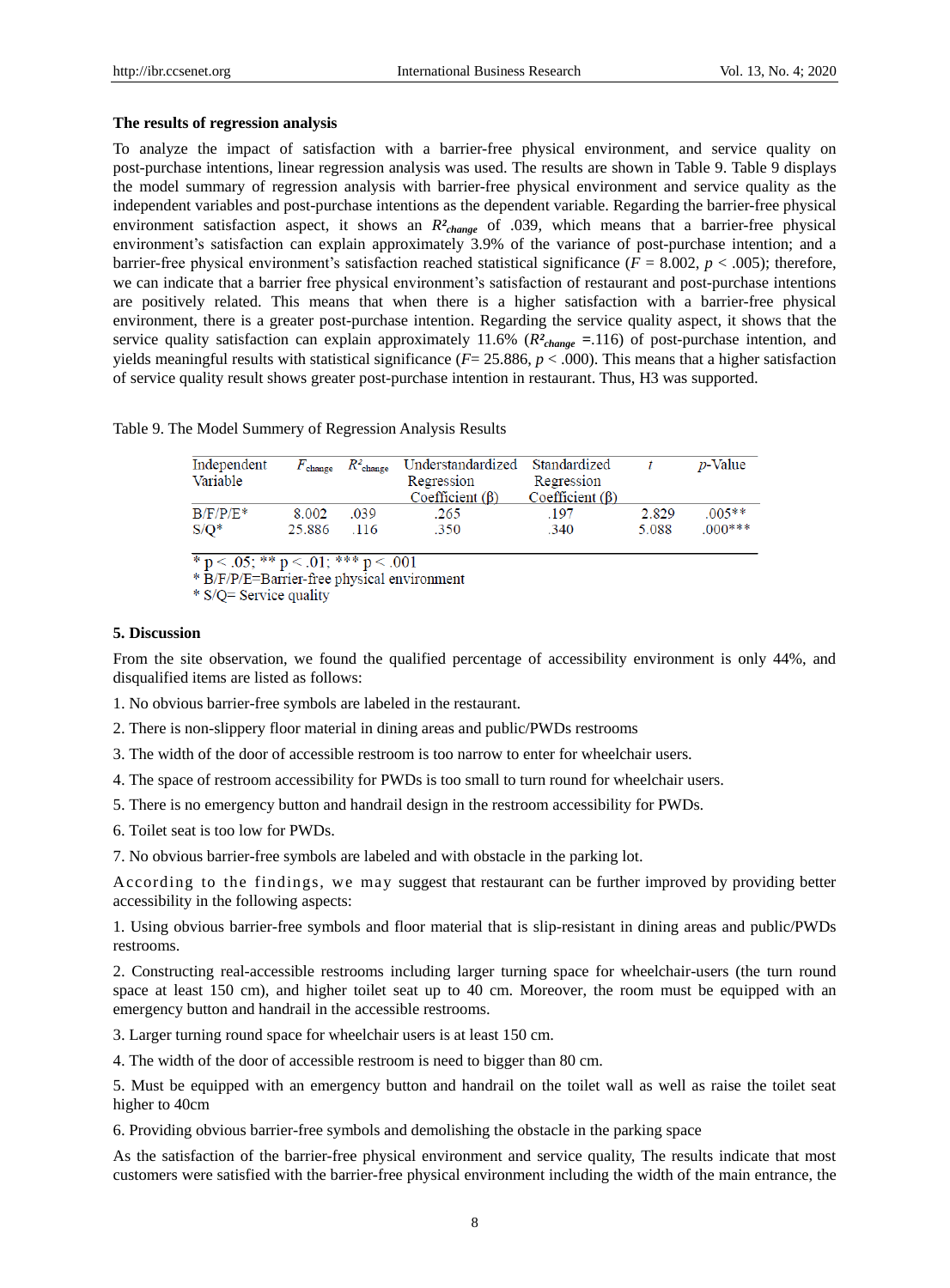**The results of regression analysis**

To analyze the impact of satisfaction with a barrier-free physical environment, and service quality on post-purchase intentions, linear regression analysis was used. The results are shown in Table 9. Table 9 displays the model summary of regression analysis with barrier-free physical environment and service quality as the independent variables and post-purchase intentions as the dependent variable. Regarding the barrier-free physical environment satisfaction aspect, it shows an $R^2_{change}$ of .039, which means that a barrier-free physical environment's satisfaction can explain approximately 3.9% of the variance of post-purchase intention; and a barrier-free physical environment's satisfaction reached statistical significance ($F$ = 8.002, $p$ < .005); therefore, we can indicate that a barrier free physical environment's satisfaction of restaurant and post-purchase intentions are positively related. This means that when there is a higher satisfaction with a barrier-free physical environment, there is a greater post-purchase intention. Regarding the service quality aspect, it shows that the service quality satisfaction can explain approximately 11.6% ($R^2_{change}$ =.116) of post-purchase intention, and yields meaningful results with statistical significance ($F$= 25.886, $p$ < .000). This means that a higher satisfaction of service quality result shows greater post-purchase intention in restaurant. Thus, H3 was supported.

Table 9. The Model Summery of Regression Analysis Results

| Independent Variable | $F_{change}$ | $R^2_{change}$ | Understandardized Regression Coefficient (β) | Standardized Regression Coefficient (β) | $t$ | $p$-Value |
|---|---|---|---|---|---|---|
| B/F/P/E* | 8.002 | .039 | .265 | .197 | 2.829 | .005** |
| S/Q* | 25.886 | .116 | .350 | .340 | 5.088 | .000*** |

\* p < .05; ** p < .01; *** p < .001

\* B/F/P/E=Barrier-free physical environment

\* S/Q= Service quality

## 5. Discussion

From the site observation, we found the qualified percentage of accessibility environment is only 44%, and disqualified items are listed as follows:

1. No obvious barrier-free symbols are labeled in the restaurant.
2. There is non-slippery floor material in dining areas and public/PWDs restrooms
3. The width of the door of accessible restroom is too narrow to enter for wheelchair users.
4. The space of restroom accessibility for PWDs is too small to turn round for wheelchair users.
5. There is no emergency button and handrail design in the restroom accessibility for PWDs.
6. Toilet seat is too low for PWDs.
7. No obvious barrier-free symbols are labeled and with obstacle in the parking lot.

According to the findings, we may suggest that restaurant can be further improved by providing better accessibility in the following aspects:

1. Using obvious barrier-free symbols and floor material that is slip-resistant in dining areas and public/PWDs restrooms.
2. Constructing real-accessible restrooms including larger turning space for wheelchair-users (the turn round space at least 150 cm), and higher toilet seat up to 40 cm. Moreover, the room must be equipped with an emergency button and handrail in the accessible restrooms.
3. Larger turning round space for wheelchair users is at least 150 cm.
4. The width of the door of accessible restroom is need to bigger than 80 cm.
5. Must be equipped with an emergency button and handrail on the toilet wall as well as raise the toilet seat higher to 40cm
6. Providing obvious barrier-free symbols and demolishing the obstacle in the parking space

As the satisfaction of the barrier-free physical environment and service quality, The results indicate that most customers were satisfied with the barrier-free physical environment including the width of the main entrance, the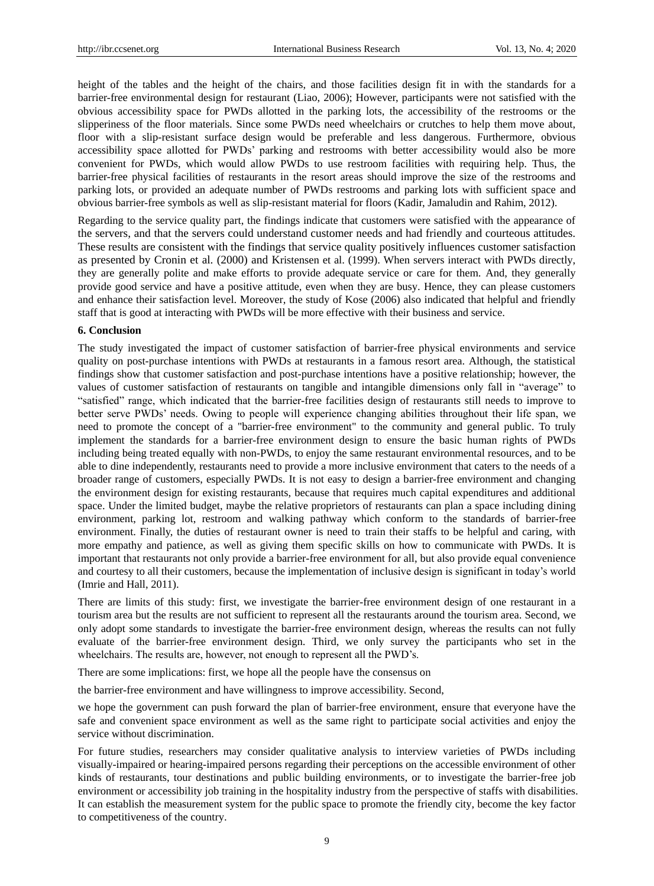height of the tables and the height of the chairs, and those facilities design fit in with the standards for a barrier-free environmental design for restaurant (Liao, 2006); However, participants were not satisfied with the obvious accessibility space for PWDs allotted in the parking lots, the accessibility of the restrooms or the slipperiness of the floor materials. Since some PWDs need wheelchairs or crutches to help them move about, floor with a slip-resistant surface design would be preferable and less dangerous. Furthermore, obvious accessibility space allotted for PWDs' parking and restrooms with better accessibility would also be more convenient for PWDs, which would allow PWDs to use restroom facilities with requiring help. Thus, the barrier-free physical facilities of restaurants in the resort areas should improve the size of the restrooms and parking lots, or provided an adequate number of PWDs restrooms and parking lots with sufficient space and obvious barrier-free symbols as well as slip-resistant material for floors (Kadir, Jamaludin and Rahim, 2012).

Regarding to the service quality part, the findings indicate that customers were satisfied with the appearance of the servers, and that the servers could understand customer needs and had friendly and courteous attitudes. These results are consistent with the findings that service quality positively influences customer satisfaction as presented by Cronin et al. (2000) and Kristensen et al. (1999). When servers interact with PWDs directly, they are generally polite and make efforts to provide adequate service or care for them. And, they generally provide good service and have a positive attitude, even when they are busy. Hence, they can please customers and enhance their satisfaction level. Moreover, the study of Kose (2006) also indicated that helpful and friendly staff that is good at interacting with PWDs will be more effective with their business and service.

## 6. Conclusion

The study investigated the impact of customer satisfaction of barrier-free physical environments and service quality on post-purchase intentions with PWDs at restaurants in a famous resort area. Although, the statistical findings show that customer satisfaction and post-purchase intentions have a positive relationship; however, the values of customer satisfaction of restaurants on tangible and intangible dimensions only fall in "average" to "satisfied" range, which indicated that the barrier-free facilities design of restaurants still needs to improve to better serve PWDs' needs. Owing to people will experience changing abilities throughout their life span, we need to promote the concept of a "barrier-free environment" to the community and general public. To truly implement the standards for a barrier-free environment design to ensure the basic human rights of PWDs including being treated equally with non-PWDs, to enjoy the same restaurant environmental resources, and to be able to dine independently, restaurants need to provide a more inclusive environment that caters to the needs of a broader range of customers, especially PWDs. It is not easy to design a barrier-free environment and changing the environment design for existing restaurants, because that requires much capital expenditures and additional space. Under the limited budget, maybe the relative proprietors of restaurants can plan a space including dining environment, parking lot, restroom and walking pathway which conform to the standards of barrier-free environment. Finally, the duties of restaurant owner is need to train their staffs to be helpful and caring, with more empathy and patience, as well as giving them specific skills on how to communicate with PWDs. It is important that restaurants not only provide a barrier-free environment for all, but also provide equal convenience and courtesy to all their customers, because the implementation of inclusive design is significant in today's world (Imrie and Hall, 2011).

There are limits of this study: first, we investigate the barrier-free environment design of one restaurant in a tourism area but the results are not sufficient to represent all the restaurants around the tourism area. Second, we only adopt some standards to investigate the barrier-free environment design, whereas the results can not fully evaluate of the barrier-free environment design. Third, we only survey the participants who set in the wheelchairs. The results are, however, not enough to represent all the PWD's.

There are some implications: first, we hope all the people have the consensus on the barrier-free environment and have willingness to improve accessibility. Second, we hope the government can push forward the plan of barrier-free environment, ensure that everyone have the safe and convenient space environment as well as the same right to participate social activities and enjoy the service without discrimination.

For future studies, researchers may consider qualitative analysis to interview varieties of PWDs including visually-impaired or hearing-impaired persons regarding their perceptions on the accessible environment of other kinds of restaurants, tour destinations and public building environments, or to investigate the barrier-free job environment or accessibility job training in the hospitality industry from the perspective of staffs with disabilities. It can establish the measurement system for the public space to promote the friendly city, become the key factor to competitiveness of the country.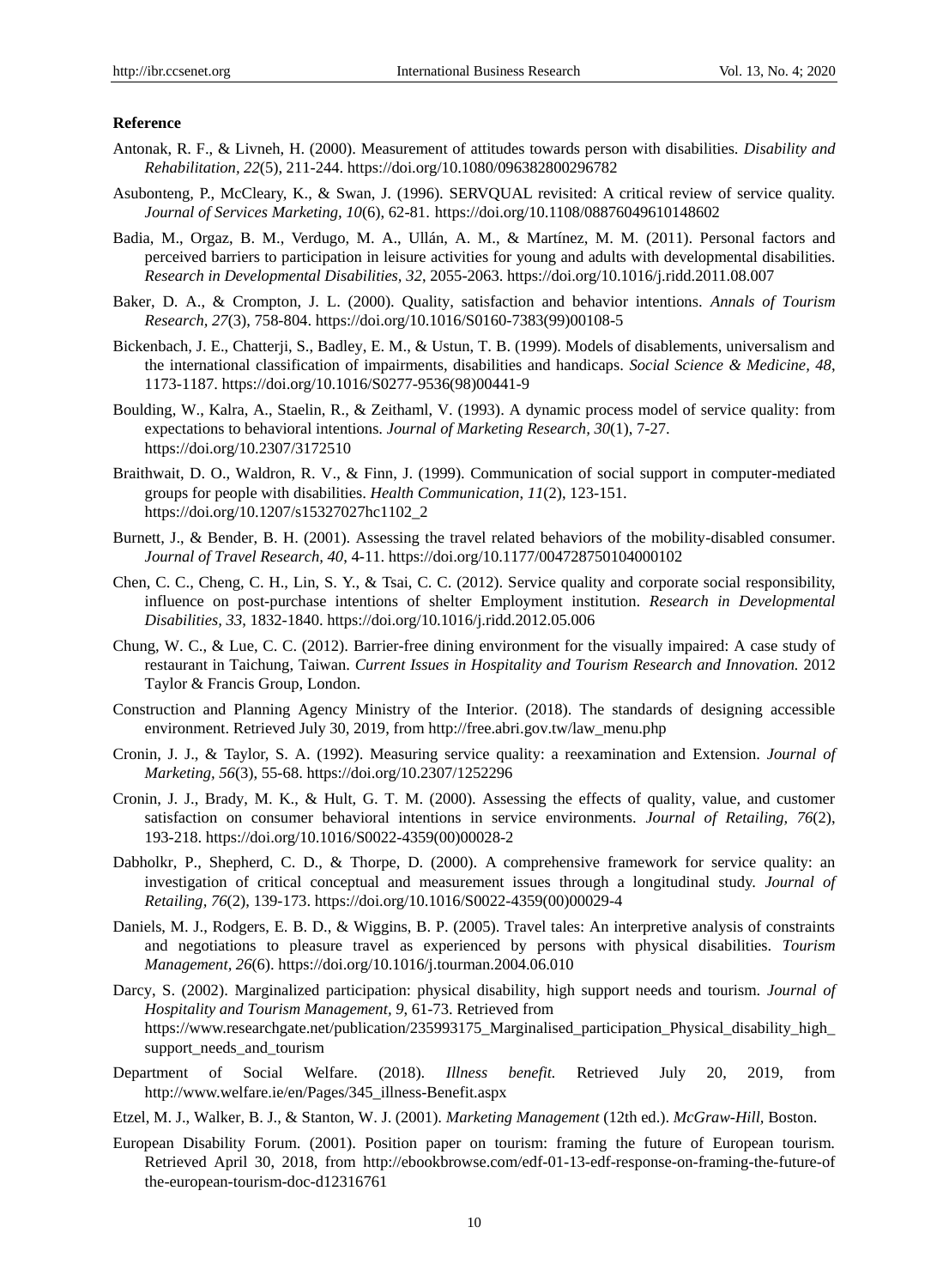**Reference**

Antonak, R. F., & Livneh, H. (2000). Measurement of attitudes towards person with disabilities. *Disability and Rehabilitation, 22*(5), 211-244. https://doi.org/10.1080/096382800296782

Asubonteng, P., McCleary, K., & Swan, J. (1996). SERVQUAL revisited: A critical review of service quality. *Journal of Services Marketing, 10*(6), 62-81. https://doi.org/10.1108/08876049610148602

Badia, M., Orgaz, B. M., Verdugo, M. A., Ullán, A. M., & Martínez, M. M. (2011). Personal factors and perceived barriers to participation in leisure activities for young and adults with developmental disabilities. *Research in Developmental Disabilities, 32*, 2055-2063. https://doi.org/10.1016/j.ridd.2011.08.007

Baker, D. A., & Crompton, J. L. (2000). Quality, satisfaction and behavior intentions. *Annals of Tourism Research, 27*(3), 758-804. https://doi.org/10.1016/S0160-7383(99)00108-5

Bickenbach, J. E., Chatterji, S., Badley, E. M., & Ustun, T. B. (1999). Models of disablements, universalism and the international classification of impairments, disabilities and handicaps. *Social Science & Medicine, 48*, 1173-1187. https://doi.org/10.1016/S0277-9536(98)00441-9

Boulding, W., Kalra, A., Staelin, R., & Zeithaml, V. (1993). A dynamic process model of service quality: from expectations to behavioral intentions. *Journal of Marketing Research, 30*(1), 7-27. https://doi.org/10.2307/3172510

Braithwait, D. O., Waldron, R. V., & Finn, J. (1999). Communication of social support in computer-mediated groups for people with disabilities. *Health Communication, 11*(2), 123-151. https://doi.org/10.1207/s15327027hc1102_2

Burnett, J., & Bender, B. H. (2001). Assessing the travel related behaviors of the mobility-disabled consumer. *Journal of Travel Research, 40*, 4-11. https://doi.org/10.1177/004728750104000102

Chen, C. C., Cheng, C. H., Lin, S. Y., & Tsai, C. C. (2012). Service quality and corporate social responsibility, influence on post-purchase intentions of shelter Employment institution. *Research in Developmental Disabilities, 33*, 1832-1840. https://doi.org/10.1016/j.ridd.2012.05.006

Chung, W. C., & Lue, C. C. (2012). Barrier-free dining environment for the visually impaired: A case study of restaurant in Taichung, Taiwan. *Current Issues in Hospitality and Tourism Research and Innovation.* 2012 Taylor & Francis Group, London.

Construction and Planning Agency Ministry of the Interior. (2018). The standards of designing accessible environment. Retrieved July 30, 2019, from http://free.abri.gov.tw/law_menu.php

Cronin, J. J., & Taylor, S. A. (1992). Measuring service quality: a reexamination and Extension. *Journal of Marketing, 56*(3), 55-68. https://doi.org/10.2307/1252296

Cronin, J. J., Brady, M. K., & Hult, G. T. M. (2000). Assessing the effects of quality, value, and customer satisfaction on consumer behavioral intentions in service environments. *Journal of Retailing, 76*(2), 193-218. https://doi.org/10.1016/S0022-4359(00)00028-2

Dabholkr, P., Shepherd, C. D., & Thorpe, D. (2000). A comprehensive framework for service quality: an investigation of critical conceptual and measurement issues through a longitudinal study. *Journal of Retailing, 76*(2), 139-173. https://doi.org/10.1016/S0022-4359(00)00029-4

Daniels, M. J., Rodgers, E. B. D., & Wiggins, B. P. (2005). Travel tales: An interpretive analysis of constraints and negotiations to pleasure travel as experienced by persons with physical disabilities. *Tourism Management, 26*(6). https://doi.org/10.1016/j.tourman.2004.06.010

Darcy, S. (2002). Marginalized participation: physical disability, high support needs and tourism. *Journal of Hospitality and Tourism Management, 9*, 61-73. Retrieved from https://www.researchgate.net/publication/235993175_Marginalised_participation_Physical_disability_high_support_needs_and_tourism

Department of Social Welfare. (2018). *Illness benefit.* Retrieved July 20, 2019, from http://www.welfare.ie/en/Pages/345_illness-Benefit.aspx

Etzel, M. J., Walker, B. J., & Stanton, W. J. (2001). *Marketing Management* (12th ed.). *McGraw-Hill,* Boston.

European Disability Forum. (2001). Position paper on tourism: framing the future of European tourism. Retrieved April 30, 2018, from http://ebookbrowse.com/edf-01-13-edf-response-on-framing-the-future-of the-european-tourism-doc-d12316761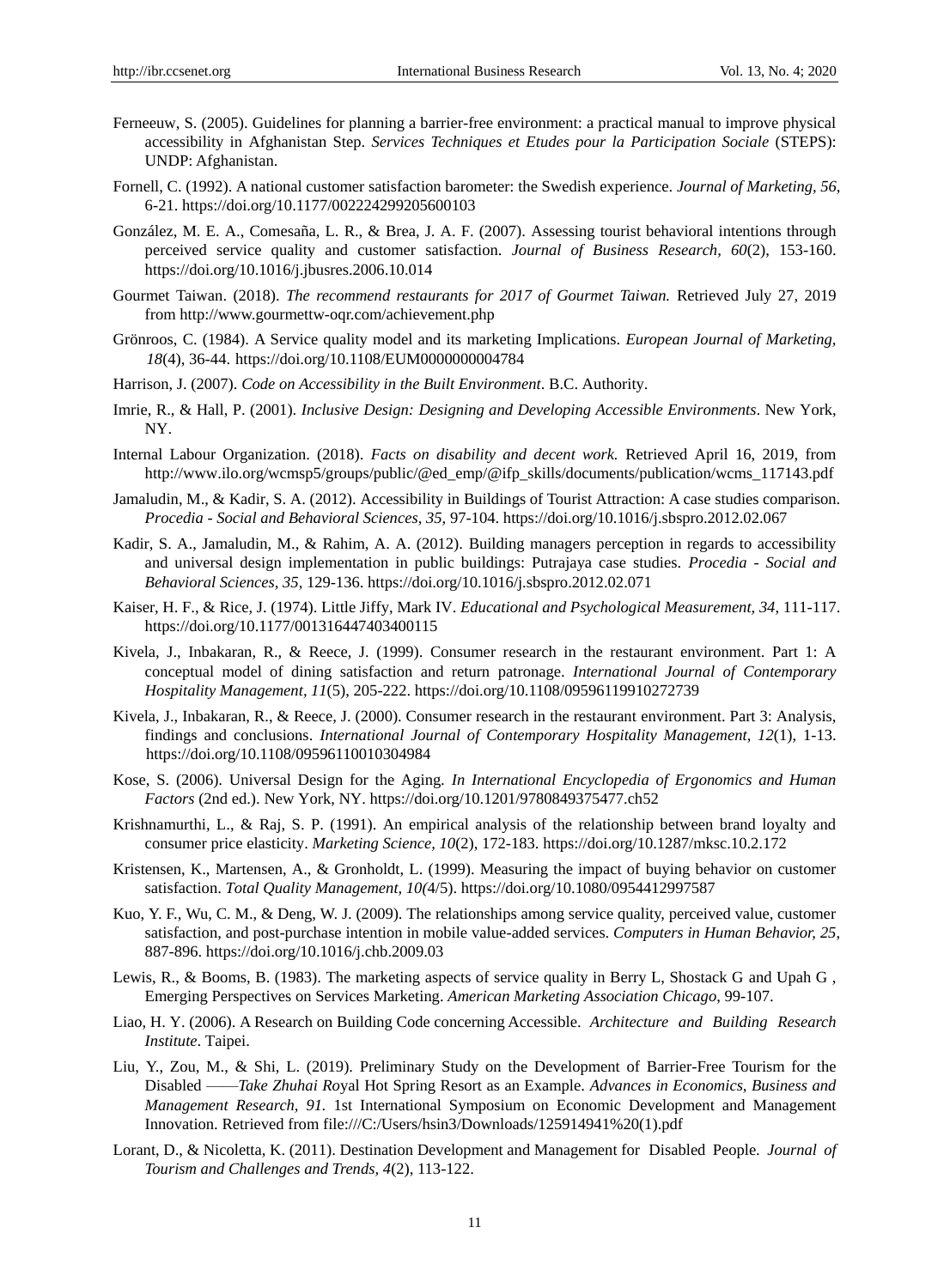Ferneeuw, S. (2005). Guidelines for planning a barrier-free environment: a practical manual to improve physical accessibility in Afghanistan Step. *Services Techniques et Etudes pour la Participation Sociale* (STEPS): UNDP: Afghanistan.

Fornell, C. (1992). A national customer satisfaction barometer: the Swedish experience. *Journal of Marketing, 56*, 6-21. https://doi.org/10.1177/002224299205600103

González, M. E. A., Comesaña, L. R., & Brea, J. A. F. (2007). Assessing tourist behavioral intentions through perceived service quality and customer satisfaction. *Journal of Business Research, 60*(2), 153-160. https://doi.org/10.1016/j.jbusres.2006.10.014

Gourmet Taiwan. (2018). *The recommend restaurants for 2017 of Gourmet Taiwan.* Retrieved July 27, 2019 from http://www.gourmettw-oqr.com/achievement.php

Grönroos, C. (1984). A Service quality model and its marketing Implications. *European Journal of Marketing, 18*(4), 36-44. https://doi.org/10.1108/EUM0000000004784

Harrison, J. (2007). *Code on Accessibility in the Built Environment*. B.C. Authority.

Imrie, R., & Hall, P. (2001). *Inclusive Design: Designing and Developing Accessible Environments*. New York, NY.

Internal Labour Organization. (2018). *Facts on disability and decent work.* Retrieved April 16, 2019, from http://www.ilo.org/wcmsp5/groups/public/@ed_emp/@ifp_skills/documents/publication/wcms_117143.pdf

Jamaludin, M., & Kadir, S. A. (2012). Accessibility in Buildings of Tourist Attraction: A case studies comparison. *Procedia - Social and Behavioral Sciences, 35*, 97-104. https://doi.org/10.1016/j.sbspro.2012.02.067

Kadir, S. A., Jamaludin, M., & Rahim, A. A. (2012). Building managers perception in regards to accessibility and universal design implementation in public buildings: Putrajaya case studies. *Procedia - Social and Behavioral Sciences, 35*, 129-136. https://doi.org/10.1016/j.sbspro.2012.02.071

Kaiser, H. F., & Rice, J. (1974). Little Jiffy, Mark IV. *Educational and Psychological Measurement, 34*, 111-117. https://doi.org/10.1177/001316447403400115

Kivela, J., Inbakaran, R., & Reece, J. (1999). Consumer research in the restaurant environment. Part 1: A conceptual model of dining satisfaction and return patronage. *International Journal of Contemporary Hospitality Management, 11*(5), 205-222. https://doi.org/10.1108/09596119910272739

Kivela, J., Inbakaran, R., & Reece, J. (2000). Consumer research in the restaurant environment. Part 3: Analysis, findings and conclusions. *International Journal of Contemporary Hospitality Management, 12*(1), 1-13. https://doi.org/10.1108/09596110010304984

Kose, S. (2006). Universal Design for the Aging. *In International Encyclopedia of Ergonomics and Human Factors* (2nd ed.). New York, NY. https://doi.org/10.1201/9780849375477.ch52

Krishnamurthi, L., & Raj, S. P. (1991). An empirical analysis of the relationship between brand loyalty and consumer price elasticity. *Marketing Science, 10*(2), 172-183. https://doi.org/10.1287/mksc.10.2.172

Kristensen, K., Martensen, A., & Gronholdt, L. (1999). Measuring the impact of buying behavior on customer satisfaction. *Total Quality Management, 10(*4/5). https://doi.org/10.1080/0954412997587

Kuo, Y. F., Wu, C. M., & Deng, W. J. (2009). The relationships among service quality, perceived value, customer satisfaction, and post-purchase intention in mobile value-added services. *Computers in Human Behavior, 25*, 887-896. https://doi.org/10.1016/j.chb.2009.03

Lewis, R., & Booms, B. (1983). The marketing aspects of service quality in Berry L, Shostack G and Upah G , Emerging Perspectives on Services Marketing. *American Marketing Association Chicago*, 99-107.

Liao, H. Y. (2006). A Research on Building Code concerning Accessible. *Architecture and Building Research Institute*. Taipei.

Liu, Y., Zou, M., & Shi, L. (2019). Preliminary Study on the Development of Barrier-Free Tourism for the Disabled ——*Take Zhuhai R*oyal Hot Spring Resort as an Example. *Advances in Economics, Business and Management Research, 91.* 1st International Symposium on Economic Development and Management Innovation. Retrieved from file:///C:/Users/hsin3/Downloads/125914941%20(1).pdf

Lorant, D., & Nicoletta, K. (2011). Destination Development and Management for Disabled People. *Journal of Tourism and Challenges and Trends, 4*(2), 113-122.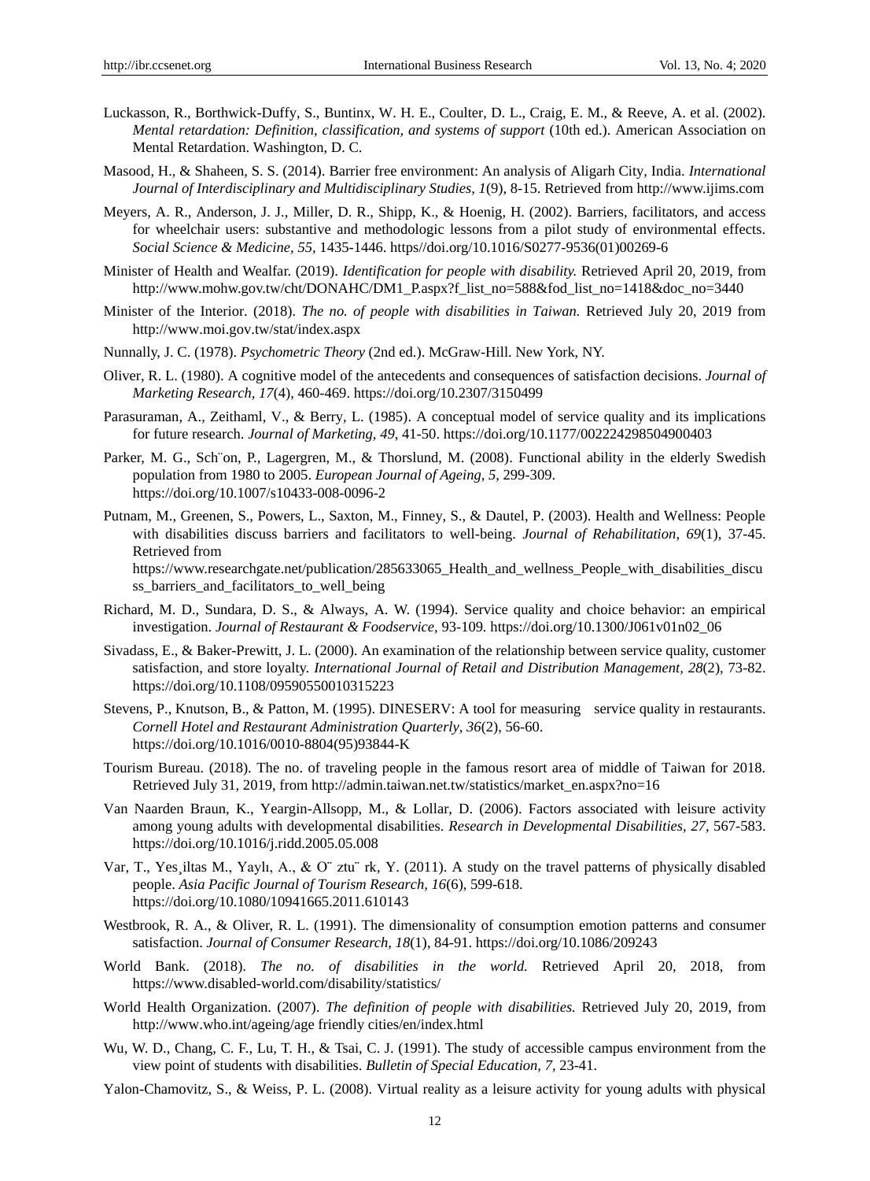Luckasson, R., Borthwick-Duffy, S., Buntinx, W. H. E., Coulter, D. L., Craig, E. M., & Reeve, A. et al. (2002). *Mental retardation: Definition, classification, and systems of support* (10th ed.). American Association on Mental Retardation. Washington, D. C.

Masood, H., & Shaheen, S. S. (2014). Barrier free environment: An analysis of Aligarh City, India. *International Journal of Interdisciplinary and Multidisciplinary Studies, 1*(9), 8-15. Retrieved from http://www.ijims.com

Meyers, A. R., Anderson, J. J., Miller, D. R., Shipp, K., & Hoenig, H. (2002). Barriers, facilitators, and access for wheelchair users: substantive and methodologic lessons from a pilot study of environmental effects. *Social Science & Medicine, 55*, 1435-1446. https//doi.org/10.1016/S0277-9536(01)00269-6

Minister of Health and Wealfar. (2019). *Identification for people with disability.* Retrieved April 20, 2019, from http://www.mohw.gov.tw/cht/DONAHC/DM1_P.aspx?f_list_no=588&fod_list_no=1418&doc_no=3440

Minister of the Interior. (2018). *The no. of people with disabilities in Taiwan.* Retrieved July 20, 2019 from http://www.moi.gov.tw/stat/index.aspx

Nunnally, J. C. (1978). *Psychometric Theory* (2nd ed.). McGraw-Hill. New York, NY.

Oliver, R. L. (1980). A cognitive model of the antecedents and consequences of satisfaction decisions. *Journal of Marketing Research, 17*(4), 460-469. https://doi.org/10.2307/3150499

Parasuraman, A., Zeithaml, V., & Berry, L. (1985). A conceptual model of service quality and its implications for future research. *Journal of Marketing, 49*, 41-50. https://doi.org/10.1177/002224298504900403

Parker, M. G., Sch¨on, P., Lagergren, M., & Thorslund, M. (2008). Functional ability in the elderly Swedish population from 1980 to 2005. *European Journal of Ageing, 5*, 299-309. https://doi.org/10.1007/s10433-008-0096-2

Putnam, M., Greenen, S., Powers, L., Saxton, M., Finney, S., & Dautel, P. (2003). Health and Wellness: People with disabilities discuss barriers and facilitators to well-being. *Journal of Rehabilitation, 69*(1), 37-45. Retrieved from https://www.researchgate.net/publication/285633065_Health_and_wellness_People_with_disabilities_discuss_barriers_and_facilitators_to_well_being

Richard, M. D., Sundara, D. S., & Always, A. W. (1994). Service quality and choice behavior: an empirical investigation. *Journal of Restaurant & Foodservice*, 93-109. https://doi.org/10.1300/J061v01n02_06

Sivadass, E., & Baker-Prewitt, J. L. (2000). An examination of the relationship between service quality, customer satisfaction, and store loyalty. *International Journal of Retail and Distribution Management, 28*(2), 73-82. https://doi.org/10.1108/09590550010315223

Stevens, P., Knutson, B., & Patton, M. (1995). DINESERV: A tool for measuring service quality in restaurants. *Cornell Hotel and Restaurant Administration Quarterly, 36*(2), 56-60. https://doi.org/10.1016/0010-8804(95)93844-K

Tourism Bureau. (2018). The no. of traveling people in the famous resort area of middle of Taiwan for 2018. Retrieved July 31, 2019, from http://admin.taiwan.net.tw/statistics/market_en.aspx?no=16

Van Naarden Braun, K., Yeargin-Allsopp, M., & Lollar, D. (2006). Factors associated with leisure activity among young adults with developmental disabilities. *Research in Developmental Disabilities, 27*, 567-583. https://doi.org/10.1016/j.ridd.2005.05.008

Var, T., Yes¸iltas M., Yaylı, A., & O¨ ztu¨ rk, Y. (2011). A study on the travel patterns of physically disabled people. *Asia Pacific Journal of Tourism Research, 16*(6), 599-618. https://doi.org/10.1080/10941665.2011.610143

Westbrook, R. A., & Oliver, R. L. (1991). The dimensionality of consumption emotion patterns and consumer satisfaction. *Journal of Consumer Research, 18*(1), 84-91. https://doi.org/10.1086/209243

World Bank. (2018). *The no. of disabilities in the world.* Retrieved April 20, 2018, from https://www.disabled-world.com/disability/statistics/

World Health Organization. (2007). *The definition of people with disabilities.* Retrieved July 20, 2019, from http://www.who.int/ageing/age friendly cities/en/index.html

Wu, W. D., Chang, C. F., Lu, T. H., & Tsai, C. J. (1991). The study of accessible campus environment from the view point of students with disabilities. *Bulletin of Special Education, 7*, 23-41.

Yalon-Chamovitz, S., & Weiss, P. L. (2008). Virtual reality as a leisure activity for young adults with physical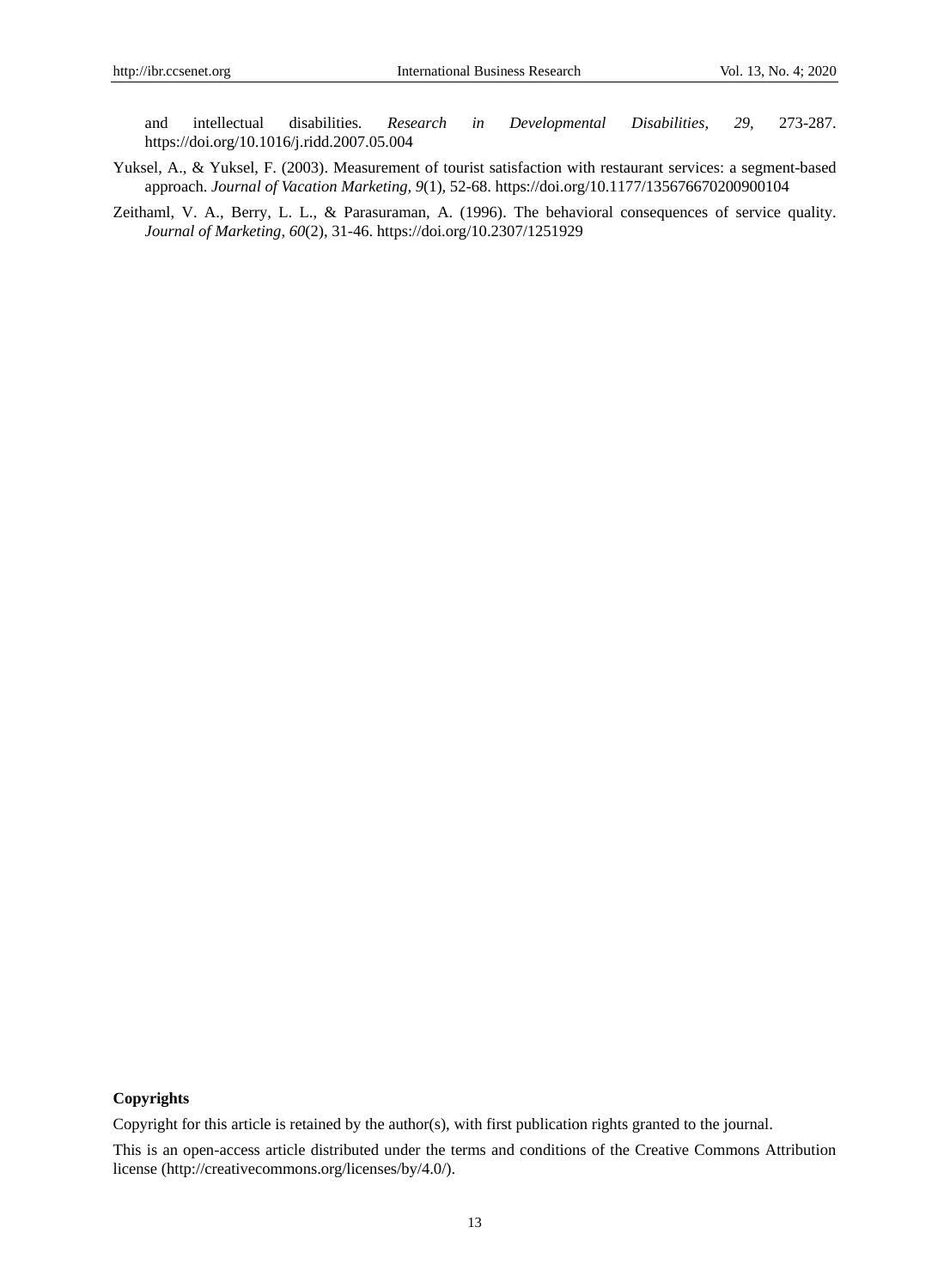and intellectual disabilities. *Research in Developmental Disabilities, 29*, 273-287. https://doi.org/10.1016/j.ridd.2007.05.004

Yuksel, A., & Yuksel, F. (2003). Measurement of tourist satisfaction with restaurant services: a segment-based approach. *Journal of Vacation Marketing, 9*(1), 52-68. https://doi.org/10.1177/135676670200900104

Zeithaml, V. A., Berry, L. L., & Parasuraman, A. (1996). The behavioral consequences of service quality. *Journal of Marketing, 60*(2), 31-46. https://doi.org/10.2307/1251929

**Copyrights**

Copyright for this article is retained by the author(s), with first publication rights granted to the journal.

This is an open-access article distributed under the terms and conditions of the Creative Commons Attribution license (http://creativecommons.org/licenses/by/4.0/).